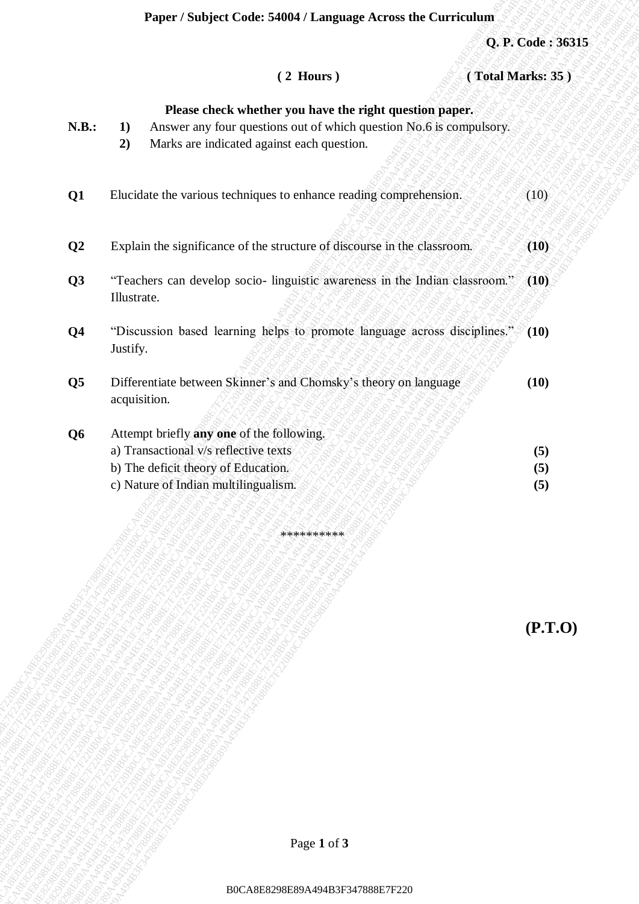**Paper / Subject Code: 54004 / Language Across the Curriculum**

**Q. P. Code : 36315**

**( 2 Hours )** **( Total Marks: 35 )**

**Please check whether you have the right question paper.**

**N.B.:**
1. Answer any four questions out of which question No.6 is compulsory.
2. Marks are indicated against each question.

| | | |
|---|---|---|
| **Q1** | Elucidate the various techniques to enhance reading comprehension. | (10) |
| **Q2** | Explain the significance of the structure of discourse in the classroom. | **(10)** |
| **Q3** | "Teachers can develop socio- linguistic awareness in the Indian classroom." Illustrate. | **(10)** |
| **Q4** | "Discussion based learning helps to promote language across disciplines." Justify. | **(10)** |
| **Q5** | Differentiate between Skinner's and Chomsky's theory on language acquisition. | **(10)** |
| **Q6** | Attempt briefly **any one** of the following. | |
| | a) Transactional v/s reflective texts | **(5)** |
| | b) The deficit theory of Education. | **(5)** |
| | c) Nature of Indian multilingualism. | **(5)** |

**********

**(P.T.O)**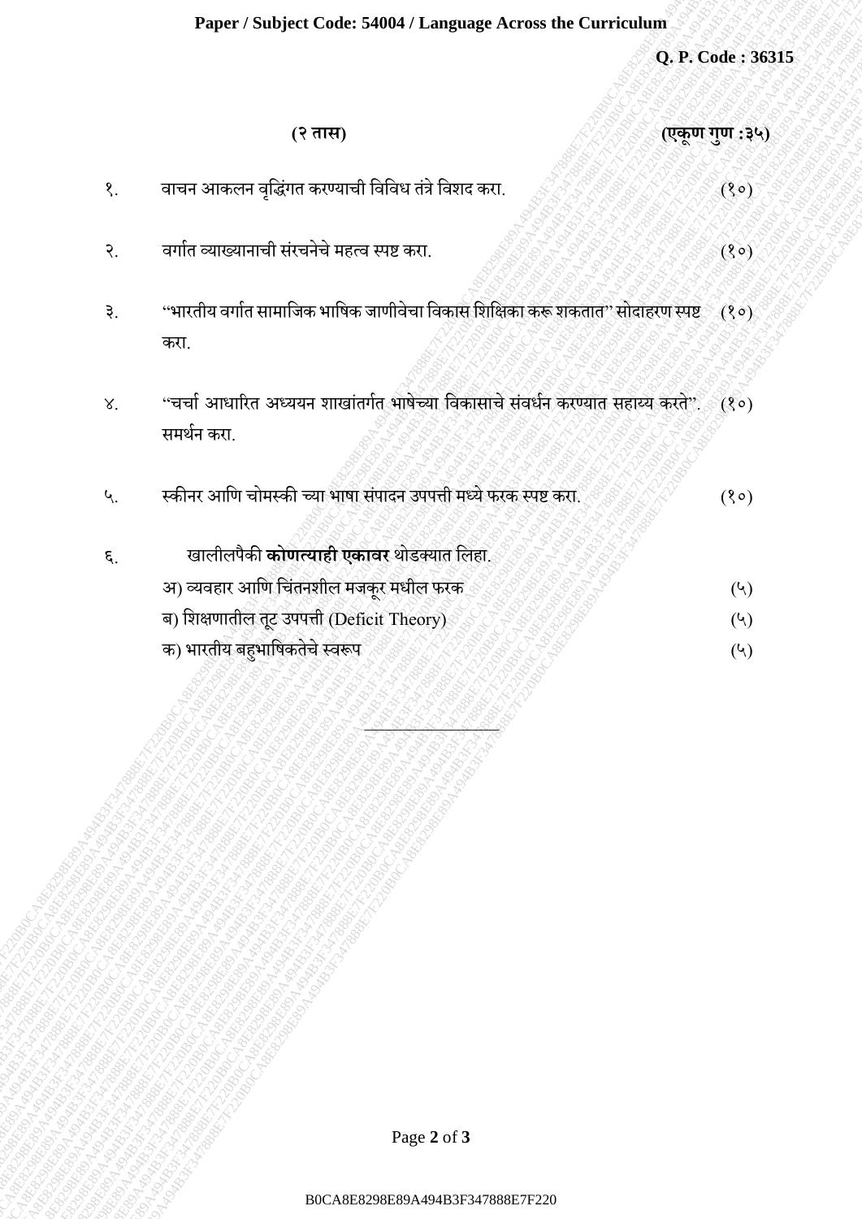**Paper / Subject Code: 54004 / Language Across the Curriculum**

**Q. P. Code : 36315**

**(२ तास)** **(एकूण गुण :३५)**

१. वाचन आकलन वृद्धिंगत करण्याची विविध तंत्रे विशद करा. (१०)

२. वर्गात व्याख्यानाची संरचनेचे महत्व स्पष्ट करा. (१०)

३. "भारतीय वर्गात सामाजिक भाषिक जाणीवेचा विकास शिक्षिका करू शकतात" सोदाहरण स्पष्ट करा. (१०)

४. "चर्चा आधारित अध्ययन शाखांतर्गत भाषेच्या विकासाचे संवर्धन करण्यात सहाय्य करते". समर्थन करा. (१०)

५. स्कीनर आणि चोमस्की च्या भाषा संपादन उपपत्ती मध्ये फरक स्पष्ट करा. (१०)

६. खालीलपैकी **कोणत्याही एकावर** थोडक्यात लिहा.

अ) व्यवहार आणि चिंतनशील मजकूर मधील फरक (५)

ब) शिक्षणातील तूट उपपत्ती (Deficit Theory) (५)

क) भारतीय बहुभाषिकतेचे स्वरूप (५)

---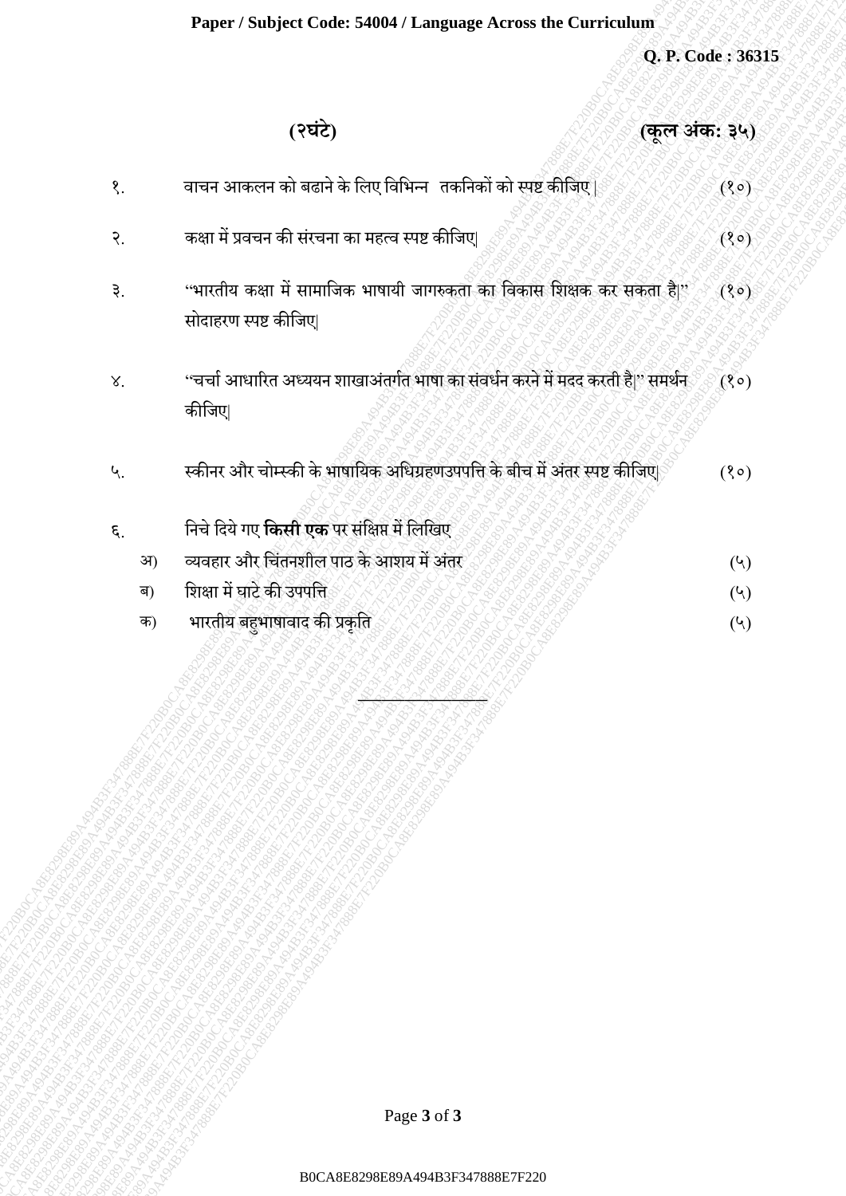Paper / Subject Code: 54004 / Language Across the Curriculum

**Q. P. Code : 36315**

**(२घंटे)** **(कूल अंक: ३५)**

१. वाचन आकलन को बढाने के लिए विभिन्न तकनिकों को स्पष्ट कीजिए | (१०)

२. कक्षा में प्रवचन की संरचना का महत्व स्पष्ट कीजिए| (१०)

३. "भारतीय कक्षा में सामाजिक भाषायी जागरुकता का विकास शिक्षक कर सकता है|" सोदाहरण स्पष्ट कीजिए| (१०)

४. "चर्चा आधारित अध्ययन शाखाअंतर्गत भाषा का संवर्धन करने में मदद करती है|" समर्थन कीजिए| (१०)

५. स्कीनर और चोम्स्की के भाषायिक अधिग्रहणउपपत्ति के बीच में अंतर स्पष्ट कीजिए| (१०)

६. निचे दिये गए **किसी एक** पर संक्षिप्त में लिखिए

अ) व्यवहार और चिंतनशील पाठ के आशय में अंतर (५)

ब) शिक्षा में घाटे की उपपत्ति (५)

क) भारतीय बहुभाषावाद की प्रकृति (५)

B0CA8E8298E89A494B3F347888E7F220